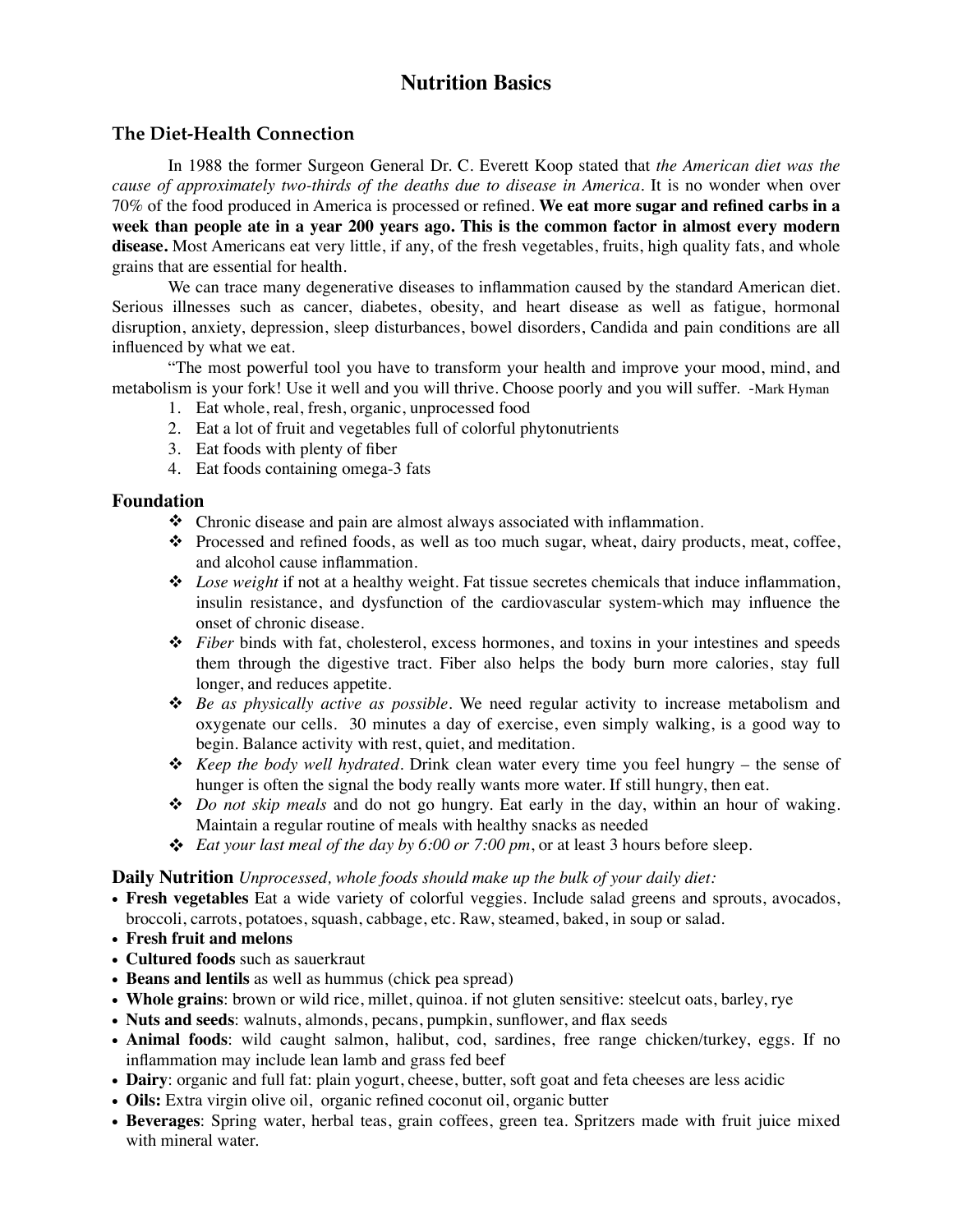# Nutrition Basics

## The Diet-Health Connection

In 1988 the former Surgeon General Dr. C. Everett Koop stated that *the American diet was the cause of approximately two-thirds of the deaths due to disease in America*. It is no wonder when over 70% of the food produced in America is processed or refined. **We eat more sugar and refined carbs in a week than people ate in a year 200 years ago. This is the common factor in almost every modern disease.** Most Americans eat very little, if any, of the fresh vegetables, fruits, high quality fats, and whole grains that are essential for health.

We can trace many degenerative diseases to inflammation caused by the standard American diet. Serious illnesses such as cancer, diabetes, obesity, and heart disease as well as fatigue, hormonal disruption, anxiety, depression, sleep disturbances, bowel disorders, Candida and pain conditions are all influenced by what we eat.

"The most powerful tool you have to transform your health and improve your mood, mind, and metabolism is your fork! Use it well and you will thrive. Choose poorly and you will suffer. -Mark Hyman

1. Eat whole, real, fresh, organic, unprocessed food
2. Eat a lot of fruit and vegetables full of colorful phytonutrients
3. Eat foods with plenty of fiber
4. Eat foods containing omega-3 fats

## Foundation

- Chronic disease and pain are almost always associated with inflammation.
- Processed and refined foods, as well as too much sugar, wheat, dairy products, meat, coffee, and alcohol cause inflammation.
- *Lose weight* if not at a healthy weight. Fat tissue secretes chemicals that induce inflammation, insulin resistance, and dysfunction of the cardiovascular system-which may influence the onset of chronic disease.
- *Fiber* binds with fat, cholesterol, excess hormones, and toxins in your intestines and speeds them through the digestive tract. Fiber also helps the body burn more calories, stay full longer, and reduces appetite.
- *Be as physically active as possible*. We need regular activity to increase metabolism and oxygenate our cells. 30 minutes a day of exercise, even simply walking, is a good way to begin. Balance activity with rest, quiet, and meditation.
- *Keep the body well hydrated*. Drink clean water every time you feel hungry – the sense of hunger is often the signal the body really wants more water. If still hungry, then eat.
- *Do not skip meals* and do not go hungry. Eat early in the day, within an hour of waking. Maintain a regular routine of meals with healthy snacks as needed
- *Eat your last meal of the day by 6:00 or 7:00 pm*, or at least 3 hours before sleep.

## Daily Nutrition *Unprocessed, whole foods should make up the bulk of your daily diet:*

- **Fresh vegetables** Eat a wide variety of colorful veggies. Include salad greens and sprouts, avocados, broccoli, carrots, potatoes, squash, cabbage, etc. Raw, steamed, baked, in soup or salad.
- **Fresh fruit and melons**
- **Cultured foods** such as sauerkraut
- **Beans and lentils** as well as hummus (chick pea spread)
- **Whole grains**: brown or wild rice, millet, quinoa. if not gluten sensitive: steelcut oats, barley, rye
- **Nuts and seeds**: walnuts, almonds, pecans, pumpkin, sunflower, and flax seeds
- **Animal foods**: wild caught salmon, halibut, cod, sardines, free range chicken/turkey, eggs. If no inflammation may include lean lamb and grass fed beef
- **Dairy**: organic and full fat: plain yogurt, cheese, butter, soft goat and feta cheeses are less acidic
- **Oils:** Extra virgin olive oil, organic refined coconut oil, organic butter
- **Beverages**: Spring water, herbal teas, grain coffees, green tea. Spritzers made with fruit juice mixed with mineral water.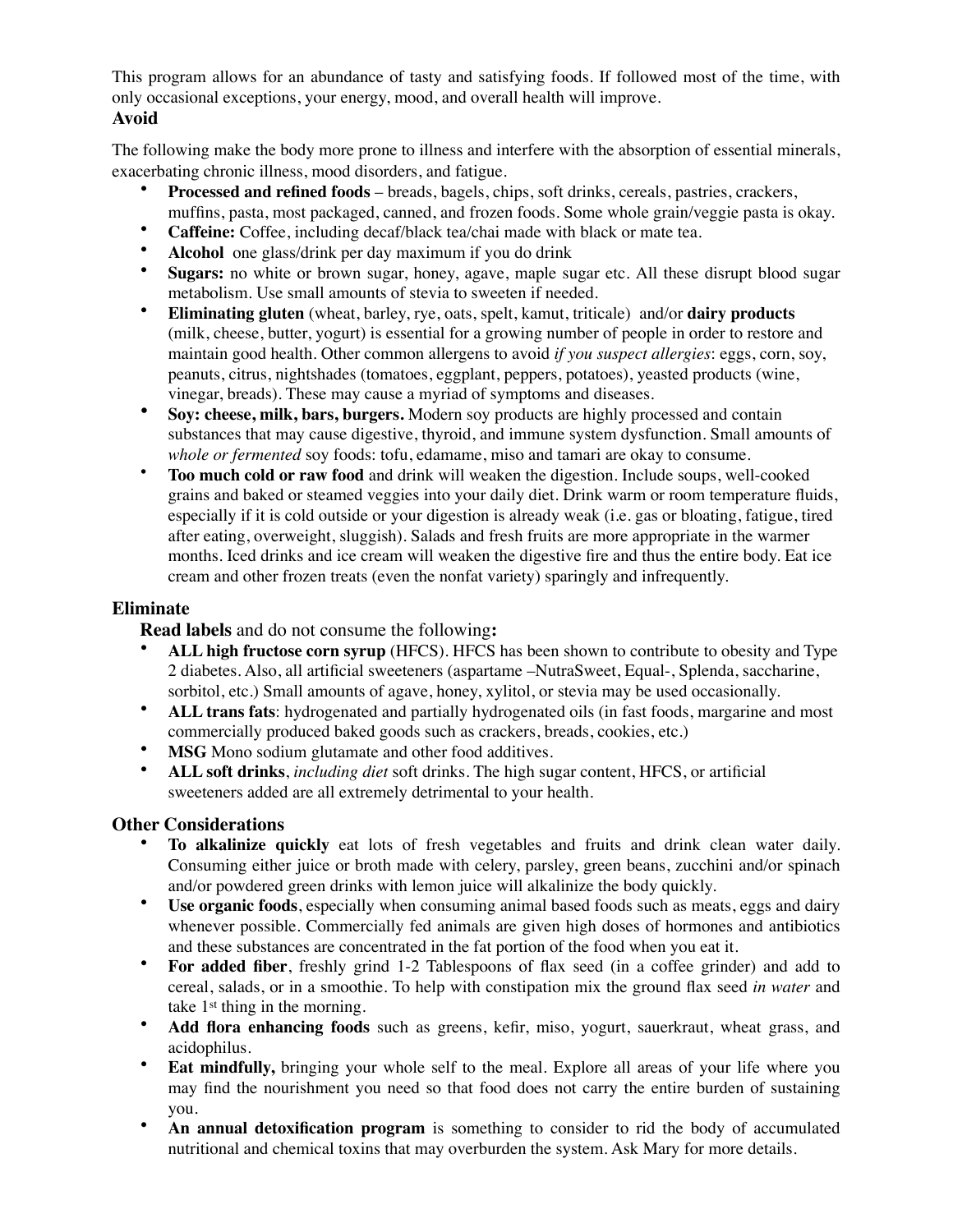This program allows for an abundance of tasty and satisfying foods. If followed most of the time, with only occasional exceptions, your energy, mood, and overall health will improve.

## Avoid

The following make the body more prone to illness and interfere with the absorption of essential minerals, exacerbating chronic illness, mood disorders, and fatigue.

- **Processed and refined foods** – breads, bagels, chips, soft drinks, cereals, pastries, crackers, muffins, pasta, most packaged, canned, and frozen foods. Some whole grain/veggie pasta is okay.
- **Caffeine:** Coffee, including decaf/black tea/chai made with black or mate tea.
- **Alcohol** one glass/drink per day maximum if you do drink
- **Sugars:** no white or brown sugar, honey, agave, maple sugar etc. All these disrupt blood sugar metabolism. Use small amounts of stevia to sweeten if needed.
- **Eliminating gluten** (wheat, barley, rye, oats, spelt, kamut, triticale) and/or **dairy products** (milk, cheese, butter, yogurt) is essential for a growing number of people in order to restore and maintain good health. Other common allergens to avoid *if you suspect allergies*: eggs, corn, soy, peanuts, citrus, nightshades (tomatoes, eggplant, peppers, potatoes), yeasted products (wine, vinegar, breads). These may cause a myriad of symptoms and diseases.
- **Soy: cheese, milk, bars, burgers.** Modern soy products are highly processed and contain substances that may cause digestive, thyroid, and immune system dysfunction. Small amounts of *whole or fermented* soy foods: tofu, edamame, miso and tamari are okay to consume.
- **Too much cold or raw food** and drink will weaken the digestion. Include soups, well-cooked grains and baked or steamed veggies into your daily diet. Drink warm or room temperature fluids, especially if it is cold outside or your digestion is already weak (i.e. gas or bloating, fatigue, tired after eating, overweight, sluggish). Salads and fresh fruits are more appropriate in the warmer months. Iced drinks and ice cream will weaken the digestive fire and thus the entire body. Eat ice cream and other frozen treats (even the nonfat variety) sparingly and infrequently.

## Eliminate

**Read labels** and do not consume the following**:**

- **ALL high fructose corn syrup** (HFCS). HFCS has been shown to contribute to obesity and Type 2 diabetes. Also, all artificial sweeteners (aspartame –NutraSweet, Equal-, Splenda, saccharine, sorbitol, etc.) Small amounts of agave, honey, xylitol, or stevia may be used occasionally.
- **ALL trans fats**: hydrogenated and partially hydrogenated oils (in fast foods, margarine and most commercially produced baked goods such as crackers, breads, cookies, etc.)
- **MSG** Mono sodium glutamate and other food additives.
- **ALL soft drinks**, *including diet* soft drinks. The high sugar content, HFCS, or artificial sweeteners added are all extremely detrimental to your health.

## Other Considerations

- **To alkalinize quickly** eat lots of fresh vegetables and fruits and drink clean water daily. Consuming either juice or broth made with celery, parsley, green beans, zucchini and/or spinach and/or powdered green drinks with lemon juice will alkalinize the body quickly.
- **Use organic foods**, especially when consuming animal based foods such as meats, eggs and dairy whenever possible. Commercially fed animals are given high doses of hormones and antibiotics and these substances are concentrated in the fat portion of the food when you eat it.
- **For added fiber**, freshly grind 1-2 Tablespoons of flax seed (in a coffee grinder) and add to cereal, salads, or in a smoothie. To help with constipation mix the ground flax seed *in water* and take 1st thing in the morning.
- **Add flora enhancing foods** such as greens, kefir, miso, yogurt, sauerkraut, wheat grass, and acidophilus.
- **Eat mindfully,** bringing your whole self to the meal. Explore all areas of your life where you may find the nourishment you need so that food does not carry the entire burden of sustaining you.
- **An annual detoxification program** is something to consider to rid the body of accumulated nutritional and chemical toxins that may overburden the system. Ask Mary for more details.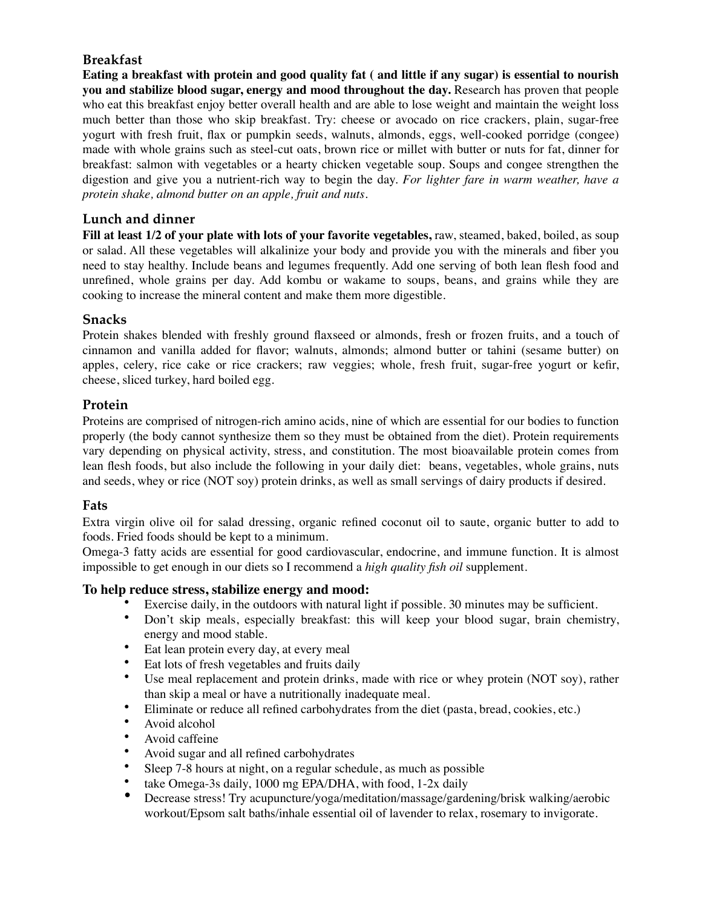## Breakfast

**Eating a breakfast with protein and good quality fat ( and little if any sugar) is essential to nourish you and stabilize blood sugar, energy and mood throughout the day.** Research has proven that people who eat this breakfast enjoy better overall health and are able to lose weight and maintain the weight loss much better than those who skip breakfast. Try: cheese or avocado on rice crackers, plain, sugar-free yogurt with fresh fruit, flax or pumpkin seeds, walnuts, almonds, eggs, well-cooked porridge (congee) made with whole grains such as steel-cut oats, brown rice or millet with butter or nuts for fat, dinner for breakfast: salmon with vegetables or a hearty chicken vegetable soup. Soups and congee strengthen the digestion and give you a nutrient-rich way to begin the day. *For lighter fare in warm weather, have a protein shake, almond butter on an apple, fruit and nuts.*

## Lunch and dinner

**Fill at least 1/2 of your plate with lots of your favorite vegetables,** raw, steamed, baked, boiled, as soup or salad. All these vegetables will alkalinize your body and provide you with the minerals and fiber you need to stay healthy. Include beans and legumes frequently. Add one serving of both lean flesh food and unrefined, whole grains per day. Add kombu or wakame to soups, beans, and grains while they are cooking to increase the mineral content and make them more digestible.

## Snacks

Protein shakes blended with freshly ground flaxseed or almonds, fresh or frozen fruits, and a touch of cinnamon and vanilla added for flavor; walnuts, almonds; almond butter or tahini (sesame butter) on apples, celery, rice cake or rice crackers; raw veggies; whole, fresh fruit, sugar-free yogurt or kefir, cheese, sliced turkey, hard boiled egg.

## Protein

Proteins are comprised of nitrogen-rich amino acids, nine of which are essential for our bodies to function properly (the body cannot synthesize them so they must be obtained from the diet). Protein requirements vary depending on physical activity, stress, and constitution. The most bioavailable protein comes from lean flesh foods, but also include the following in your daily diet: beans, vegetables, whole grains, nuts and seeds, whey or rice (NOT soy) protein drinks, as well as small servings of dairy products if desired.

## Fats

Extra virgin olive oil for salad dressing, organic refined coconut oil to saute, organic butter to add to foods. Fried foods should be kept to a minimum.

Omega-3 fatty acids are essential for good cardiovascular, endocrine, and immune function. It is almost impossible to get enough in our diets so I recommend a *high quality fish oil* supplement.

## To help reduce stress, stabilize energy and mood:

- Exercise daily, in the outdoors with natural light if possible. 30 minutes may be sufficient.
- Don't skip meals, especially breakfast: this will keep your blood sugar, brain chemistry, energy and mood stable.
- Eat lean protein every day, at every meal
- Eat lots of fresh vegetables and fruits daily
- Use meal replacement and protein drinks, made with rice or whey protein (NOT soy), rather than skip a meal or have a nutritionally inadequate meal.
- Eliminate or reduce all refined carbohydrates from the diet (pasta, bread, cookies, etc.)
- Avoid alcohol
- Avoid caffeine
- Avoid sugar and all refined carbohydrates
- Sleep 7-8 hours at night, on a regular schedule, as much as possible
- take Omega-3s daily, 1000 mg EPA/DHA, with food, 1-2x daily
- Decrease stress! Try acupuncture/yoga/meditation/massage/gardening/brisk walking/aerobic workout/Epsom salt baths/inhale essential oil of lavender to relax, rosemary to invigorate.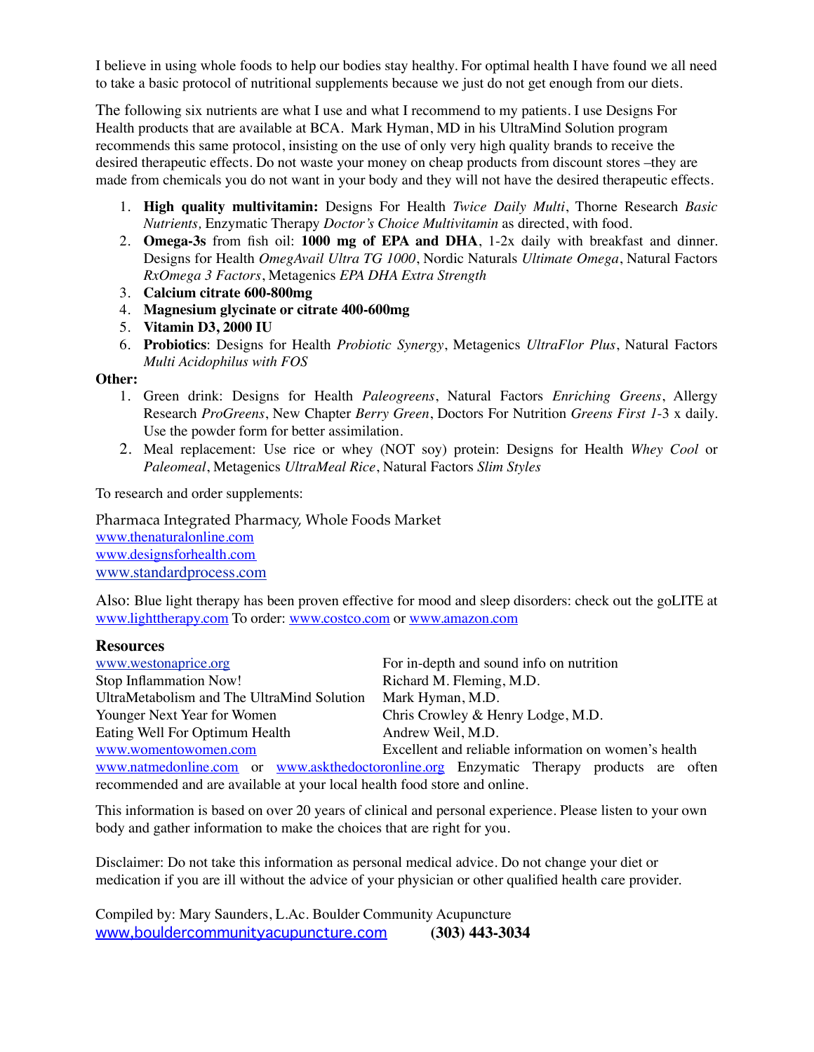I believe in using whole foods to help our bodies stay healthy. For optimal health I have found we all need to take a basic protocol of nutritional supplements because we just do not get enough from our diets.

The following six nutrients are what I use and what I recommend to my patients. I use Designs For Health products that are available at BCA. Mark Hyman, MD in his UltraMind Solution program recommends this same protocol, insisting on the use of only very high quality brands to receive the desired therapeutic effects. Do not waste your money on cheap products from discount stores –they are made from chemicals you do not want in your body and they will not have the desired therapeutic effects.

1. **High quality multivitamin:** Designs For Health *Twice Daily Multi*, Thorne Research *Basic Nutrients,* Enzymatic Therapy *Doctor's Choice Multivitamin* as directed, with food.
2. **Omega-3s** from fish oil: **1000 mg of EPA and DHA**, 1-2x daily with breakfast and dinner. Designs for Health *OmegAvail Ultra TG 1000*, Nordic Naturals *Ultimate Omega*, Natural Factors *RxOmega 3 Factors*, Metagenics *EPA DHA Extra Strength*
3. **Calcium citrate 600-800mg**
4. **Magnesium glycinate or citrate 400-600mg**
5. **Vitamin D3, 2000 IU**
6. **Probiotics**: Designs for Health *Probiotic Synergy*, Metagenics *UltraFlor Plus*, Natural Factors *Multi Acidophilus with FOS*

**Other:**

1. Green drink: Designs for Health *Paleogreens*, Natural Factors *Enriching Greens*, Allergy Research *ProGreens*, New Chapter *Berry Green*, Doctors For Nutrition *Greens First 1*-3 x daily. Use the powder form for better assimilation.
2. Meal replacement: Use rice or whey (NOT soy) protein: Designs for Health *Whey Cool* or *Paleomeal*, Metagenics *UltraMeal Rice*, Natural Factors *Slim Styles*

To research and order supplements:

Pharmaca Integrated Pharmacy, Whole Foods Market
www.thenaturalonline.com
www.designsforhealth.com
www.standardprocess.com

Also: Blue light therapy has been proven effective for mood and sleep disorders: check out the goLITE at www.lighttherapy.com To order: www.costco.com or www.amazon.com

**Resources**

| | |
|---|---|
| www.westonaprice.org | For in-depth and sound info on nutrition |
| Stop Inflammation Now! | Richard M. Fleming, M.D. |
| UltraMetabolism and The UltraMind Solution | Mark Hyman, M.D. |
| Younger Next Year for Women | Chris Crowley & Henry Lodge, M.D. |
| Eating Well For Optimum Health | Andrew Weil, M.D. |
| www.womentowomen.com | Excellent and reliable information on women's health |

www.natmedonline.com or www.askthedoctoronline.org Enzymatic Therapy products are often recommended and are available at your local health food store and online.

This information is based on over 20 years of clinical and personal experience. Please listen to your own body and gather information to make the choices that are right for you.

Disclaimer: Do not take this information as personal medical advice. Do not change your diet or medication if you are ill without the advice of your physician or other qualified health care provider.

Compiled by: Mary Saunders, L.Ac. Boulder Community Acupuncture
www.bouldercommunityacupuncture.com **(303) 443-3034**